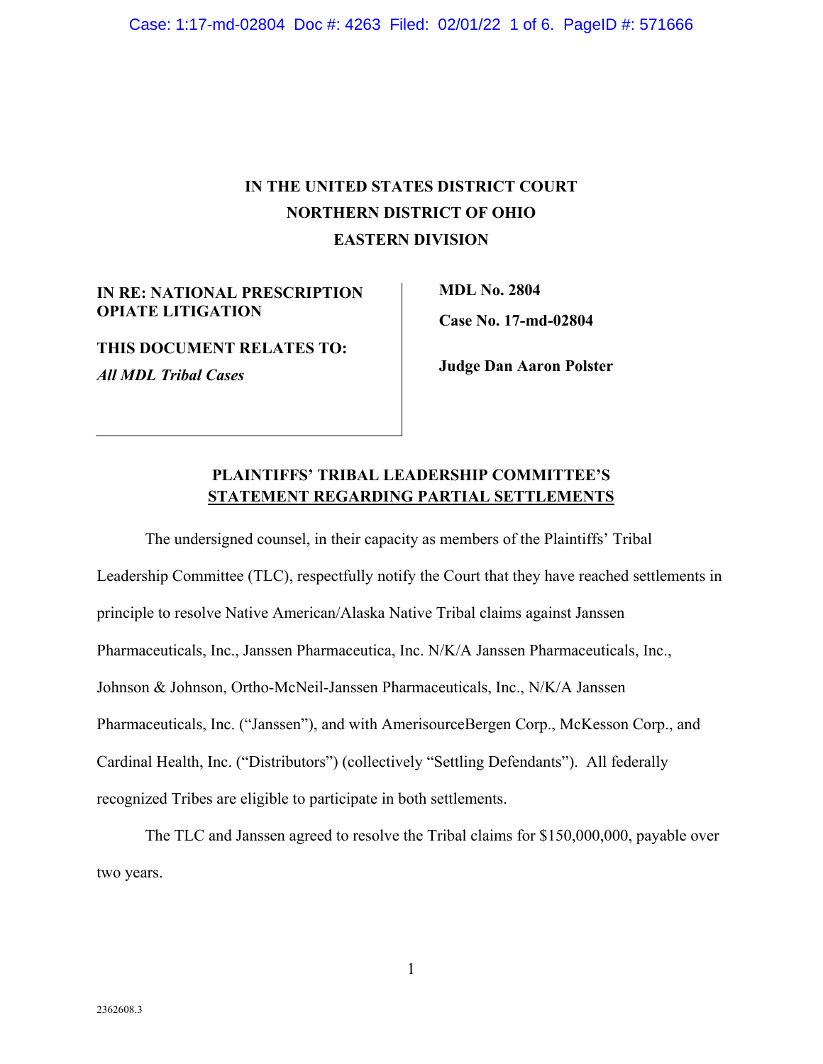# IN THE UNITED STATES DISTRICT COURT
# NORTHERN DISTRICT OF OHIO
# EASTERN DIVISION

**IN RE: NATIONAL PRESCRIPTION OPIATE LITIGATION**

**THIS DOCUMENT RELATES TO:**
***All MDL Tribal Cases***

**MDL No. 2804**

**Case No. 17-md-02804**

**Judge Dan Aaron Polster**

## PLAINTIFFS' TRIBAL LEADERSHIP COMMITTEE'S STATEMENT REGARDING PARTIAL SETTLEMENTS

The undersigned counsel, in their capacity as members of the Plaintiffs' Tribal Leadership Committee (TLC), respectfully notify the Court that they have reached settlements in principle to resolve Native American/Alaska Native Tribal claims against Janssen Pharmaceuticals, Inc., Janssen Pharmaceutica, Inc. N/K/A Janssen Pharmaceuticals, Inc., Johnson & Johnson, Ortho-McNeil-Janssen Pharmaceuticals, Inc., N/K/A Janssen Pharmaceuticals, Inc. ("Janssen"), and with AmerisourceBergen Corp., McKesson Corp., and Cardinal Health, Inc. ("Distributors") (collectively "Settling Defendants"). All federally recognized Tribes are eligible to participate in both settlements.

The TLC and Janssen agreed to resolve the Tribal claims for $150,000,000, payable over two years.

2362608.3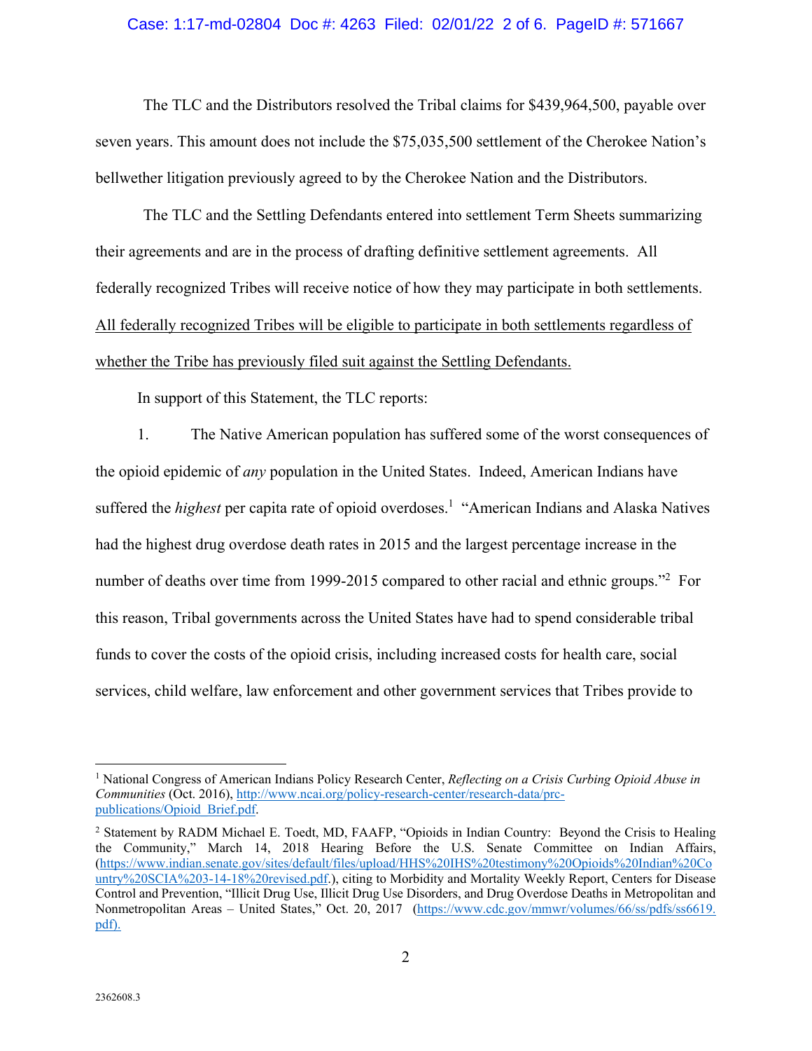The TLC and the Distributors resolved the Tribal claims for $439,964,500, payable over seven years. This amount does not include the $75,035,500 settlement of the Cherokee Nation's bellwether litigation previously agreed to by the Cherokee Nation and the Distributors.

The TLC and the Settling Defendants entered into settlement Term Sheets summarizing their agreements and are in the process of drafting definitive settlement agreements. All federally recognized Tribes will receive notice of how they may participate in both settlements. <u>All federally recognized Tribes will be eligible to participate in both settlements regardless of whether the Tribe has previously filed suit against the Settling Defendants.</u>

In support of this Statement, the TLC reports:

1. The Native American population has suffered some of the worst consequences of the opioid epidemic of *any* population in the United States. Indeed, American Indians have suffered the *highest* per capita rate of opioid overdoses.[1] "American Indians and Alaska Natives had the highest drug overdose death rates in 2015 and the largest percentage increase in the number of deaths over time from 1999-2015 compared to other racial and ethnic groups."[2] For this reason, Tribal governments across the United States have had to spend considerable tribal funds to cover the costs of the opioid crisis, including increased costs for health care, social services, child welfare, law enforcement and other government services that Tribes provide to

---

[1] National Congress of American Indians Policy Research Center, *Reflecting on a Crisis Curbing Opioid Abuse in Communities* (Oct. 2016), http://www.ncai.org/policy-research-center/research-data/prc-publications/Opioid_Brief.pdf.

[2] Statement by RADM Michael E. Toedt, MD, FAAFP, "Opioids in Indian Country: Beyond the Crisis to Healing the Community," March 14, 2018 Hearing Before the U.S. Senate Committee on Indian Affairs, (https://www.indian.senate.gov/sites/default/files/upload/HHS%20IHS%20testimony%20Opioids%20Indian%20Country%20SCIA%203-14-18%20revised.pdf.), citing to Morbidity and Mortality Weekly Report, Centers for Disease Control and Prevention, "Illicit Drug Use, Illicit Drug Use Disorders, and Drug Overdose Deaths in Metropolitan and Nonmetropolitan Areas – United States," Oct. 20, 2017 (https://www.cdc.gov/mmwr/volumes/66/ss/pdfs/ss6619.pdf).

2362608.3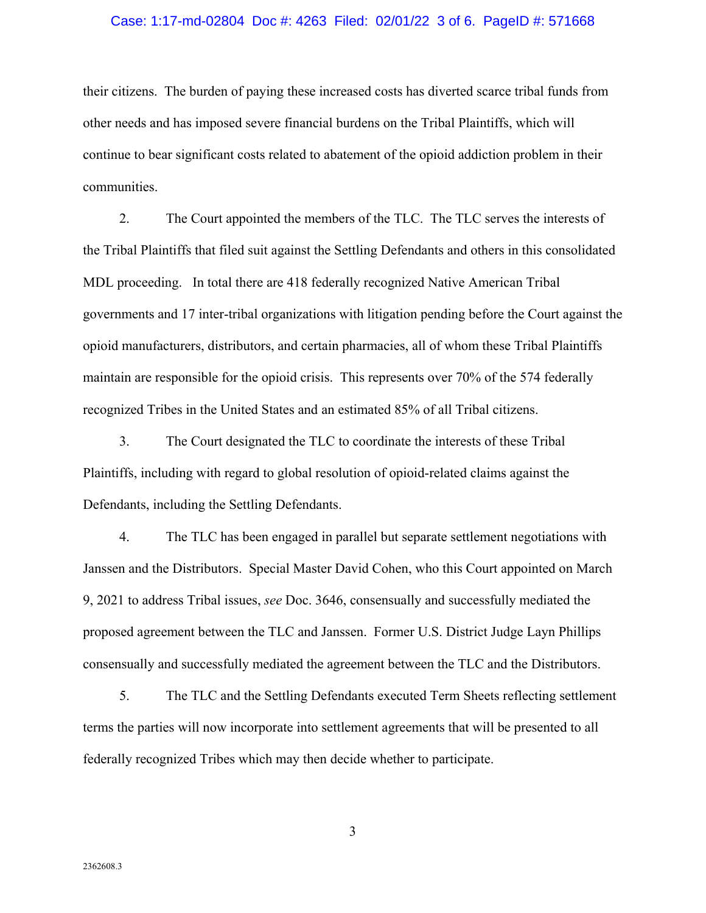their citizens. The burden of paying these increased costs has diverted scarce tribal funds from other needs and has imposed severe financial burdens on the Tribal Plaintiffs, which will continue to bear significant costs related to abatement of the opioid addiction problem in their communities.

2. The Court appointed the members of the TLC. The TLC serves the interests of the Tribal Plaintiffs that filed suit against the Settling Defendants and others in this consolidated MDL proceeding. In total there are 418 federally recognized Native American Tribal governments and 17 inter-tribal organizations with litigation pending before the Court against the opioid manufacturers, distributors, and certain pharmacies, all of whom these Tribal Plaintiffs maintain are responsible for the opioid crisis. This represents over 70% of the 574 federally recognized Tribes in the United States and an estimated 85% of all Tribal citizens.

3. The Court designated the TLC to coordinate the interests of these Tribal Plaintiffs, including with regard to global resolution of opioid-related claims against the Defendants, including the Settling Defendants.

4. The TLC has been engaged in parallel but separate settlement negotiations with Janssen and the Distributors. Special Master David Cohen, who this Court appointed on March 9, 2021 to address Tribal issues, *see* Doc. 3646, consensually and successfully mediated the proposed agreement between the TLC and Janssen. Former U.S. District Judge Layn Phillips consensually and successfully mediated the agreement between the TLC and the Distributors.

5. The TLC and the Settling Defendants executed Term Sheets reflecting settlement terms the parties will now incorporate into settlement agreements that will be presented to all federally recognized Tribes which may then decide whether to participate.

2362608.3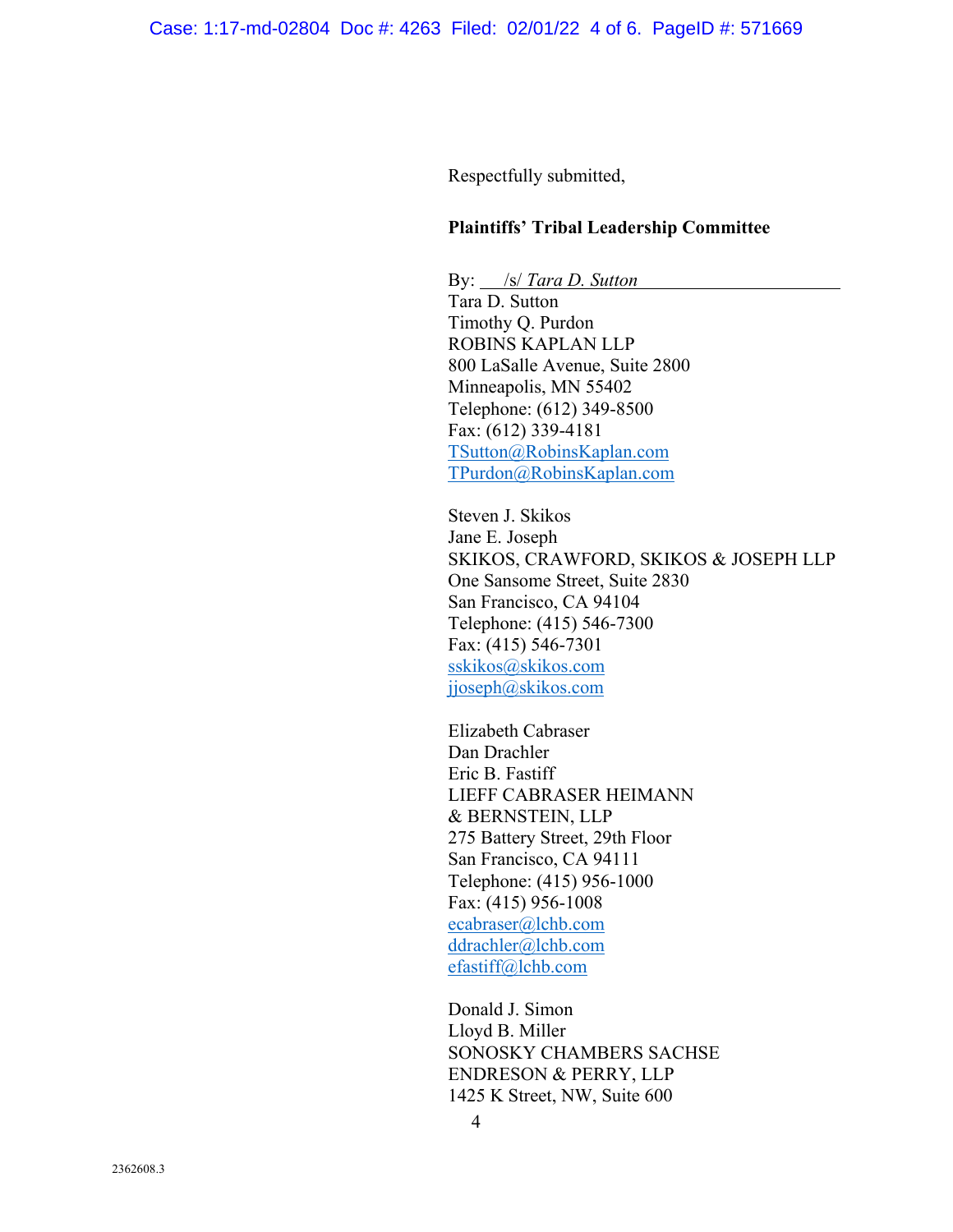Respectfully submitted,

**Plaintiffs' Tribal Leadership Committee**

By: /s/ *Tara D. Sutton*
Tara D. Sutton
Timothy Q. Purdon
ROBINS KAPLAN LLP
800 LaSalle Avenue, Suite 2800
Minneapolis, MN 55402
Telephone: (612) 349-8500
Fax: (612) 339-4181
TSutton@RobinsKaplan.com
TPurdon@RobinsKaplan.com

Steven J. Skikos
Jane E. Joseph
SKIKOS, CRAWFORD, SKIKOS & JOSEPH LLP
One Sansome Street, Suite 2830
San Francisco, CA 94104
Telephone: (415) 546-7300
Fax: (415) 546-7301
sskikos@skikos.com
jjoseph@skikos.com

Elizabeth Cabraser
Dan Drachler
Eric B. Fastiff
LIEFF CABRASER HEIMANN
& BERNSTEIN, LLP
275 Battery Street, 29th Floor
San Francisco, CA 94111
Telephone: (415) 956-1000
Fax: (415) 956-1008
ecabraser@lchb.com
ddrachler@lchb.com
efastiff@lchb.com

Donald J. Simon
Lloyd B. Miller
SONOSKY CHAMBERS SACHSE
ENDRESON & PERRY, LLP
1425 K Street, NW, Suite 600

2362608.3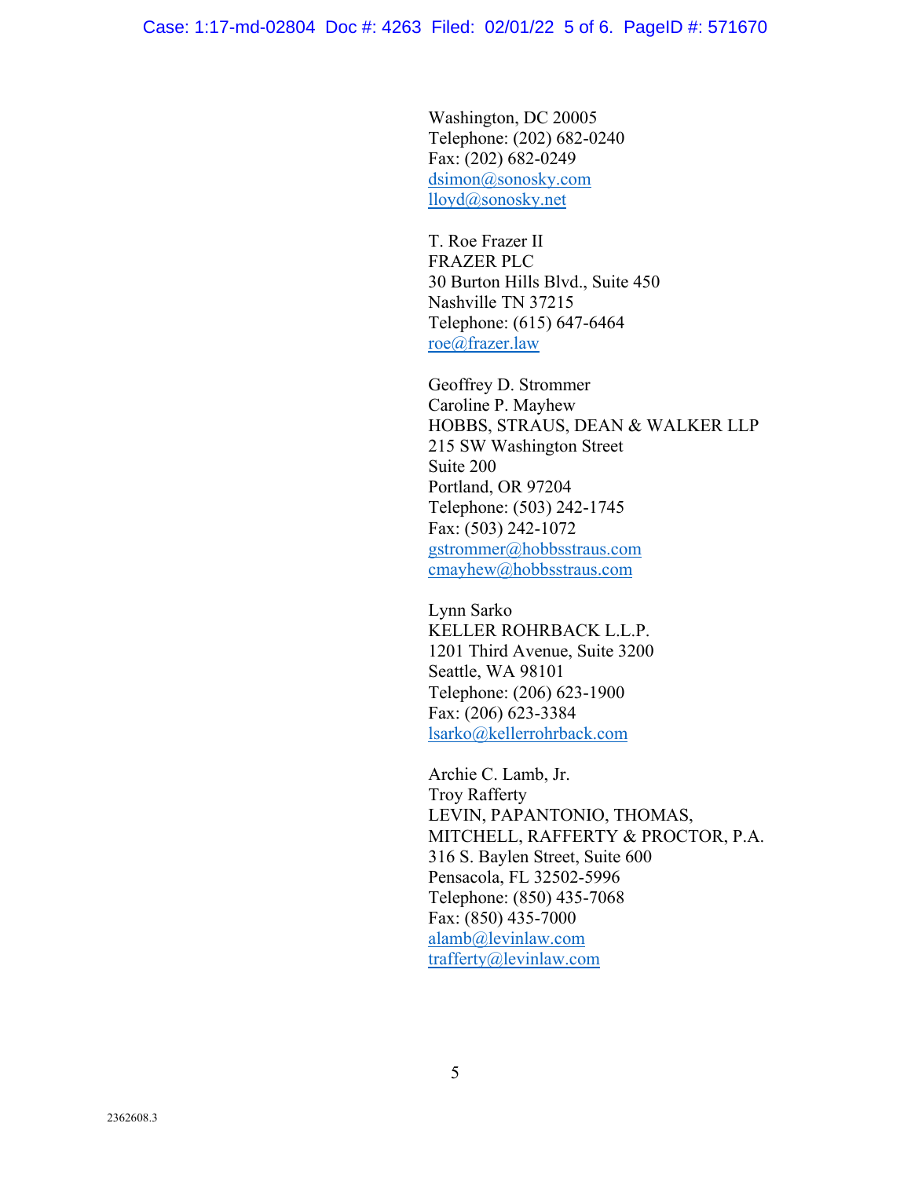Washington, DC 20005
Telephone: (202) 682-0240
Fax: (202) 682-0249
dsimon@sonosky.com
lloyd@sonosky.net

T. Roe Frazer II
FRAZER PLC
30 Burton Hills Blvd., Suite 450
Nashville TN 37215
Telephone: (615) 647-6464
roe@frazer.law

Geoffrey D. Strommer
Caroline P. Mayhew
HOBBS, STRAUS, DEAN & WALKER LLP
215 SW Washington Street
Suite 200
Portland, OR 97204
Telephone: (503) 242-1745
Fax: (503) 242-1072
gstrommer@hobbsstraus.com
cmayhew@hobbsstraus.com

Lynn Sarko
KELLER ROHRBACK L.L.P.
1201 Third Avenue, Suite 3200
Seattle, WA 98101
Telephone: (206) 623-1900
Fax: (206) 623-3384
lsarko@kellerrohrback.com

Archie C. Lamb, Jr.
Troy Rafferty
LEVIN, PAPANTONIO, THOMAS,
MITCHELL, RAFFERTY & PROCTOR, P.A.
316 S. Baylen Street, Suite 600
Pensacola, FL 32502-5996
Telephone: (850) 435-7068
Fax: (850) 435-7000
alamb@levinlaw.com
trafferty@levinlaw.com

2362608.3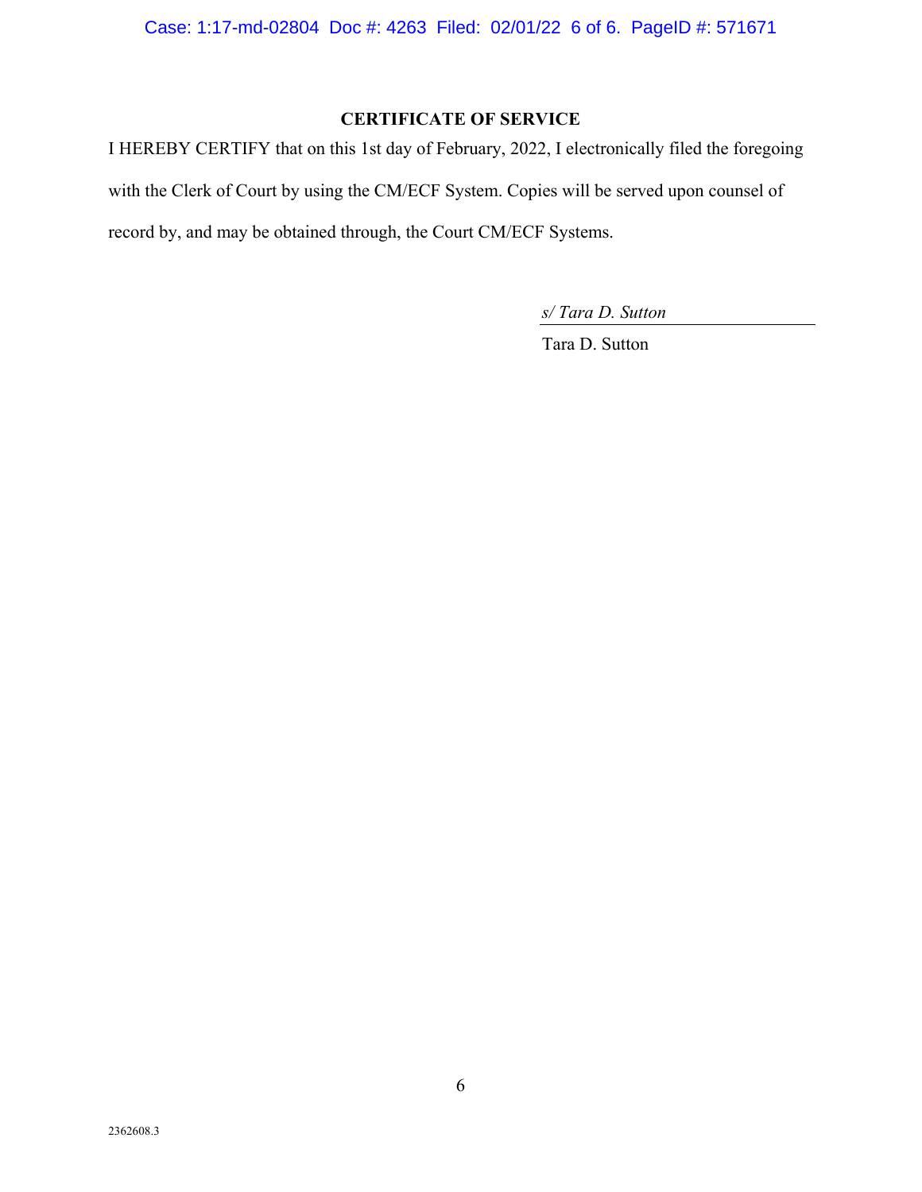## CERTIFICATE OF SERVICE

I HEREBY CERTIFY that on this 1st day of February, 2022, I electronically filed the foregoing with the Clerk of Court by using the CM/ECF System. Copies will be served upon counsel of record by, and may be obtained through, the Court CM/ECF Systems.

*s/ Tara D. Sutton*

Tara D. Sutton

2362608.3